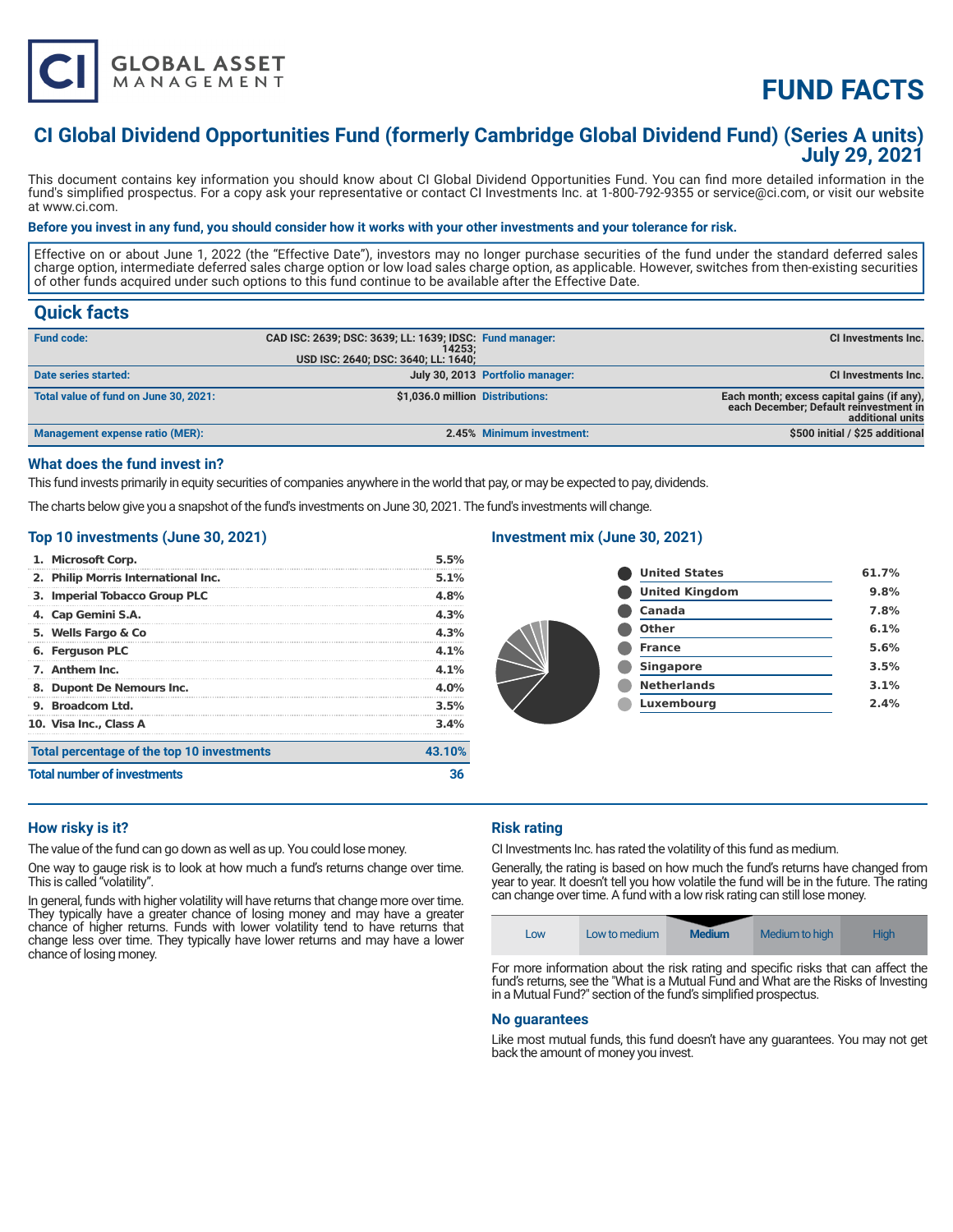# FUND FACTS

## CI Global Dividend Opportunities Fund (formerly Cambridge Global Dividend Fund) (Series A units)
## July 29, 2021

This document contains key information you should know about CI Global Dividend Opportunities Fund. You can find more detailed information in the fund's simplified prospectus. For a copy ask your representative or contact CI Investments Inc. at 1-800-792-9355 or service@ci.com, or visit our website at www.ci.com.

**Before you invest in any fund, you should consider how it works with your other investments and your tolerance for risk.**

Effective on or about June 1, 2022 (the "Effective Date"), investors may no longer purchase securities of the fund under the standard deferred sales charge option, intermediate deferred sales charge option or low load sales charge option, as applicable. However, switches from then-existing securities of other funds acquired under such options to this fund continue to be available after the Effective Date.

## Quick facts

| | | | |
|---|---|---|---|
| **Fund code:** | CAD ISC: 2639; DSC: 3639; LL: 1639; IDSC: 14253; USD ISC: 2640; DSC: 3640; LL: 1640; | **Fund manager:** | CI Investments Inc. |
| **Date series started:** | July 30, 2013 | **Portfolio manager:** | CI Investments Inc. |
| **Total value of fund on June 30, 2021:** | $1,036.0 million | **Distributions:** | Each month; excess capital gains (if any), each December; Default reinvestment in additional units |
| **Management expense ratio (MER):** | 2.45% | **Minimum investment:** | $500 initial / $25 additional |

### What does the fund invest in?

This fund invests primarily in equity securities of companies anywhere in the world that pay, or may be expected to pay, dividends.

The charts below give you a snapshot of the fund's investments on June 30, 2021. The fund's investments will change.

### Top 10 investments (June 30, 2021)

| Investment | % |
|---|---|
| 1. Microsoft Corp. | 5.5% |
| 2. Philip Morris International Inc. | 5.1% |
| 3. Imperial Tobacco Group PLC | 4.8% |
| 4. Cap Gemini S.A. | 4.3% |
| 5. Wells Fargo & Co | 4.3% |
| 6. Ferguson PLC | 4.1% |
| 7. Anthem Inc. | 4.1% |
| 8. Dupont De Nemours Inc. | 4.0% |
| 9. Broadcom Ltd. | 3.5% |
| 10. Visa Inc., Class A | 3.4% |
| **Total percentage of the top 10 investments** | **43.10%** |
| **Total number of investments** | **36** |

### Investment mix (June 30, 2021)

| Country | % |
|---|---|
| United States | 61.7% |
| United Kingdom | 9.8% |
| Canada | 7.8% |
| Other | 6.1% |
| France | 5.6% |
| Singapore | 3.5% |
| Netherlands | 3.1% |
| Luxembourg | 2.4% |

### How risky is it?

The value of the fund can go down as well as up. You could lose money.

One way to gauge risk is to look at how much a fund's returns change over time. This is called "volatility".

In general, funds with higher volatility will have returns that change more over time. They typically have a greater chance of losing money and may have a greater chance of higher returns. Funds with lower volatility tend to have returns that change less over time. They typically have lower returns and may have a lower chance of losing money.

### Risk rating

CI Investments Inc. has rated the volatility of this fund as medium.

Generally, the rating is based on how much the fund's returns have changed from year to year. It doesn't tell you how volatile the fund will be in the future. The rating can change over time. A fund with a low risk rating can still lose money.

| Low | Low to medium | **Medium** | Medium to high | High |
|---|---|---|---|---|

For more information about the risk rating and specific risks that can affect the fund's returns, see the "What is a Mutual Fund and What are the Risks of Investing in a Mutual Fund?" section of the fund's simplified prospectus.

### No guarantees

Like most mutual funds, this fund doesn't have any guarantees. You may not get back the amount of money you invest.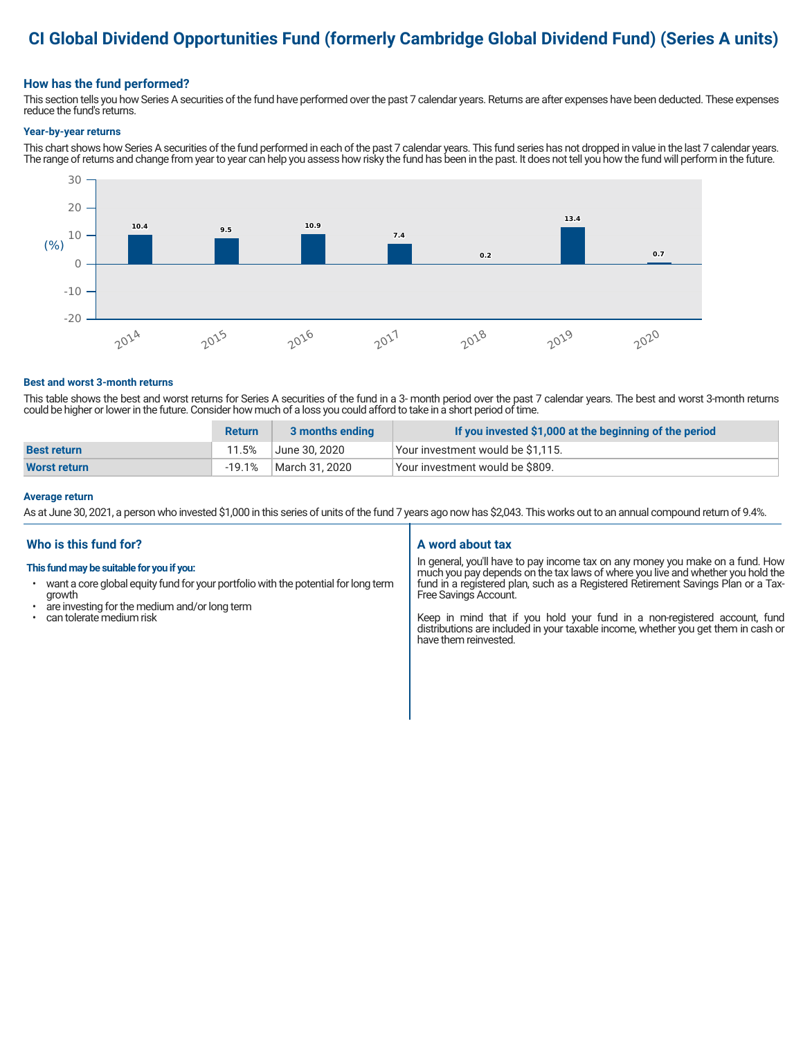# CI Global Dividend Opportunities Fund (formerly Cambridge Global Dividend Fund) (Series A units)

## How has the fund performed?

This section tells you how Series A securities of the fund have performed over the past 7 calendar years. Returns are after expenses have been deducted. These expenses reduce the fund's returns.

### Year-by-year returns

This chart shows how Series A securities of the fund performed in each of the past 7 calendar years. This fund series has not dropped in value in the last 7 calendar years. The range of returns and change from year to year can help you assess how risky the fund has been in the past. It does not tell you how the fund will perform in the future.

| Year | 2014 | 2015 | 2016 | 2017 | 2018 | 2019 | 2020 |
|---|---|---|---|---|---|---|---|
| Return (%) | 10.4 | 9.5 | 10.9 | 7.4 | 0.2 | 13.4 | 0.7 |

### Best and worst 3-month returns

This table shows the best and worst returns for Series A securities of the fund in a 3- month period over the past 7 calendar years. The best and worst 3-month returns could be higher or lower in the future. Consider how much of a loss you could afford to take in a short period of time.

| | Return | 3 months ending | If you invested $1,000 at the beginning of the period |
|---|---|---|---|
| **Best return** | 11.5% | June 30, 2020 | Your investment would be $1,115. |
| **Worst return** | -19.1% | March 31, 2020 | Your investment would be $809. |

### Average return

As at June 30, 2021, a person who invested $1,000 in this series of units of the fund 7 years ago now has $2,043. This works out to an annual compound return of 9.4%.

## Who is this fund for?

**This fund may be suitable for you if you:**

- want a core global equity fund for your portfolio with the potential for long term growth
- are investing for the medium and/or long term
- can tolerate medium risk

## A word about tax

In general, you'll have to pay income tax on any money you make on a fund. How much you pay depends on the tax laws of where you live and whether you hold the fund in a registered plan, such as a Registered Retirement Savings Plan or a Tax-Free Savings Account.

Keep in mind that if you hold your fund in a non-registered account, fund distributions are included in your taxable income, whether you get them in cash or have them reinvested.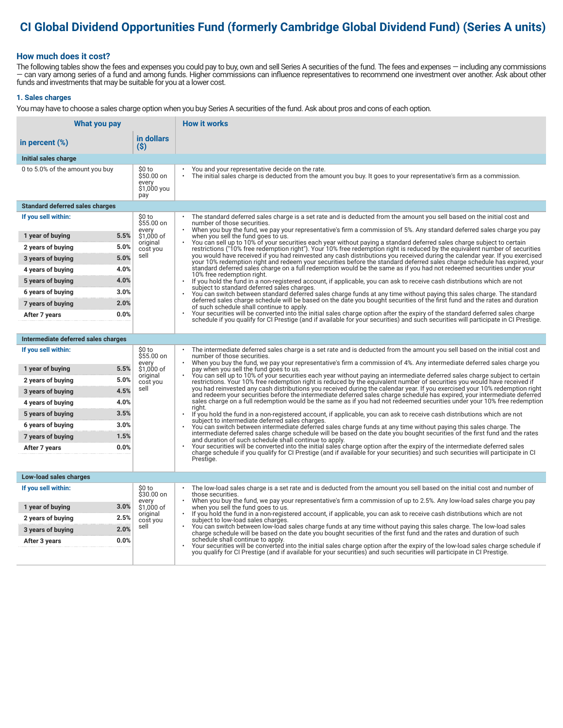# CI Global Dividend Opportunities Fund (formerly Cambridge Global Dividend Fund) (Series A units)

## How much does it cost?

The following tables show the fees and expenses you could pay to buy, own and sell Series A securities of the fund. The fees and expenses — including any commissions — can vary among series of a fund and among funds. Higher commissions can influence representatives to recommend one investment over another. Ask about other funds and investments that may be suitable for you at a lower cost.

### 1. Sales charges

You may have to choose a sales charge option when you buy Series A securities of the fund. Ask about pros and cons of each option.

| What you pay: in percent (%) | | What you pay: in dollars ($) | How it works |
|---|---|---|---|
| **Initial sales charge** | | | |
| 0 to 5.0% of the amount you buy | | $0 to $50.00 on every $1,000 you pay | • You and your representative decide on the rate.<br>• The initial sales charge is deducted from the amount you buy. It goes to your representative's firm as a commission. |
| **Standard deferred sales charges** | | | |
| **If you sell within:** | | $0 to $55.00 on every $1,000 of original cost you sell | • The standard deferred sales charge is a set rate and is deducted from the amount you sell based on the initial cost and number of those securities.<br>• When you buy the fund, we pay your representative's firm a commission of 5%. Any standard deferred sales charge you pay when you sell the fund goes to us.<br>• You can sell up to 10% of your securities each year without paying a standard deferred sales charge subject to certain restrictions ("10% free redemption right"). Your 10% free redemption right is reduced by the equivalent number of securities you would have received if you had reinvested any cash distributions you received during the calendar year. If you exercised your 10% redemption right and redeem your securities before the standard deferred sales charge schedule has expired, your standard deferred sales charge on a full redemption would be the same as if you had not redeemed securities under your 10% free redemption right.<br>• If you hold the fund in a non-registered account, if applicable, you can ask to receive cash distributions which are not subject to standard deferred sales charges.<br>• You can switch between standard deferred sales charge funds at any time without paying this sales charge. The standard deferred sales charge schedule will be based on the date you bought securities of the first fund and the rates and duration of such schedule shall continue to apply.<br>• Your securities will be converted into the initial sales charge option after the expiry of the standard deferred sales charge schedule if you qualify for CI Prestige (and if available for your securities) and such securities will participate in CI Prestige. |
| 1 year of buying | 5.5% | | |
| 2 years of buying | 5.0% | | |
| 3 years of buying | 5.0% | | |
| 4 years of buying | 4.0% | | |
| 5 years of buying | 4.0% | | |
| 6 years of buying | 3.0% | | |
| 7 years of buying | 2.0% | | |
| After 7 years | 0.0% | | |
| **Intermediate deferred sales charges** | | | |
| **If you sell within:** | | $0 to $55.00 on every $1,000 of original cost you sell | • The intermediate deferred sales charge is a set rate and is deducted from the amount you sell based on the initial cost and number of those securities.<br>• When you buy the fund, we pay your representative's firm a commission of 4%. Any intermediate deferred sales charge you pay when you sell the fund goes to us.<br>• You can sell up to 10% of your securities each year without paying an intermediate deferred sales charge subject to certain restrictions. Your 10% free redemption right is reduced by the equivalent number of securities you would have received if you had reinvested any cash distributions you received during the calendar year. If you exercised your 10% redemption right and redeem your securities before the intermediate deferred sales charge schedule has expired, your intermediate deferred sales charge on a full redemption would be the same as if you had not redeemed securities under your 10% free redemption right.<br>• If you hold the fund in a non-registered account, if applicable, you can ask to receive cash distributions which are not subject to intermediate deferred sales charges.<br>• You can switch between intermediate deferred sales charge funds at any time without paying this sales charge. The intermediate deferred sales charge schedule will be based on the date you bought securities of the first fund and the rates and duration of such schedule shall continue to apply.<br>• Your securities will be converted into the initial sales charge option after the expiry of the intermediate deferred sales charge schedule if you qualify for CI Prestige (and if available for your securities) and such securities will participate in CI Prestige. |
| 1 year of buying | 5.5% | | |
| 2 years of buying | 5.0% | | |
| 3 years of buying | 4.5% | | |
| 4 years of buying | 4.0% | | |
| 5 years of buying | 3.5% | | |
| 6 years of buying | 3.0% | | |
| 7 years of buying | 1.5% | | |
| After 7 years | 0.0% | | |
| **Low-load sales charges** | | | |
| **If you sell within:** | | $0 to $30.00 on every $1,000 of original cost you sell | • The low-load sales charge is a set rate and is deducted from the amount you sell based on the initial cost and number of those securities.<br>• When you buy the fund, we pay your representative's firm a commission of up to 2.5%. Any low-load sales charge you pay when you sell the fund goes to us.<br>• If you hold the fund in a non-registered account, if applicable, you can ask to receive cash distributions which are not subject to low-load sales charges.<br>• You can switch between low-load sales charge funds at any time without paying this sales charge. The low-load sales charge schedule will be based on the date you bought securities of the first fund and the rates and duration of such schedule shall continue to apply.<br>• Your securities will be converted into the initial sales charge option after the expiry of the low-load sales charge schedule if you qualify for CI Prestige (and if available for your securities) and such securities will participate in CI Prestige. |
| 1 year of buying | 3.0% | | |
| 2 years of buying | 2.5% | | |
| 3 years of buying | 2.0% | | |
| After 3 years | 0.0% | | |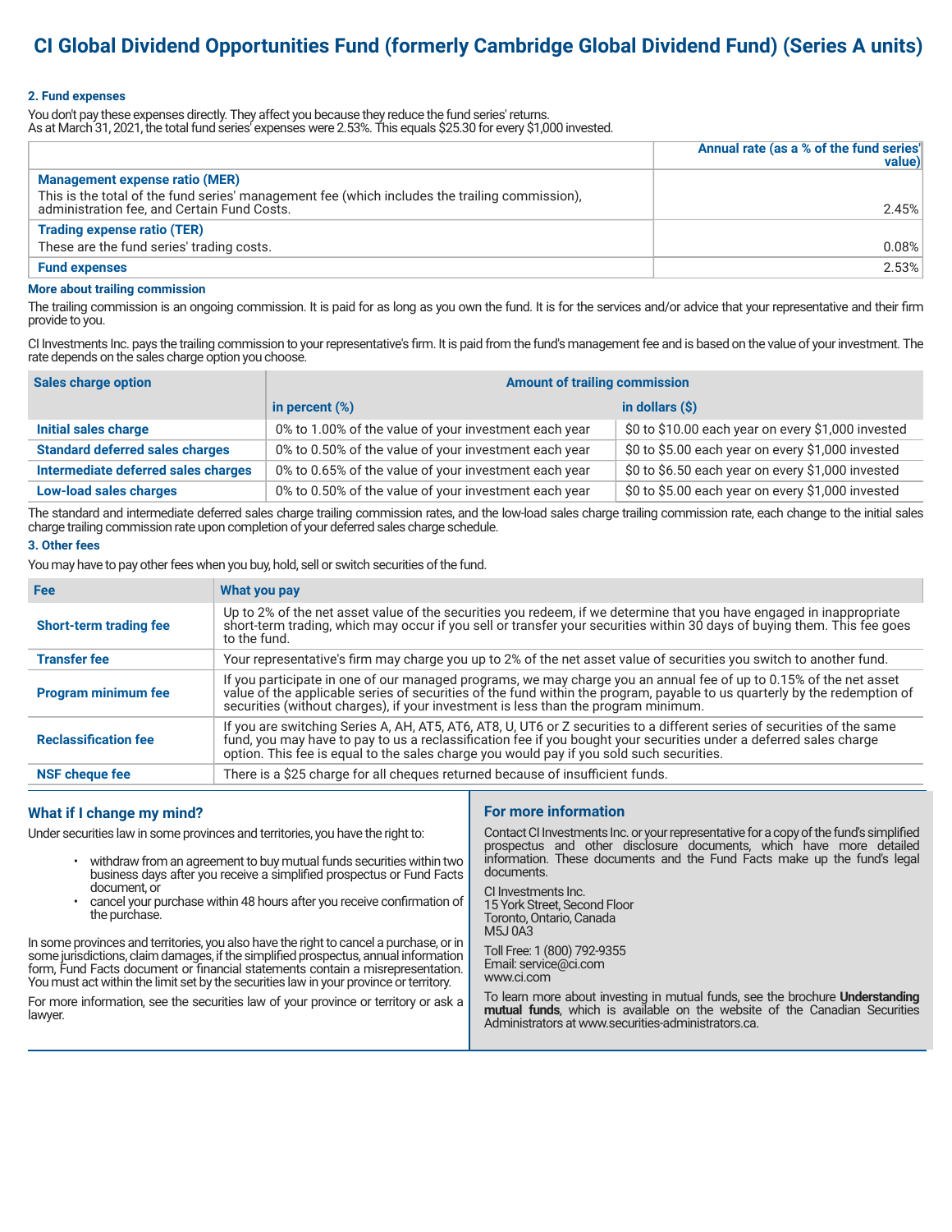# CI Global Dividend Opportunities Fund (formerly Cambridge Global Dividend Fund) (Series A units)

### 2. Fund expenses

You don't pay these expenses directly. They affect you because they reduce the fund series' returns.
As at March 31, 2021, the total fund series' expenses were 2.53%. This equals $25.30 for every $1,000 invested.

| | Annual rate (as a % of the fund series' value) |
|---|---|
| **Management expense ratio (MER)**<br>This is the total of the fund series' management fee (which includes the trailing commission), administration fee, and Certain Fund Costs. | 2.45% |
| **Trading expense ratio (TER)**<br>These are the fund series' trading costs. | 0.08% |
| **Fund expenses** | 2.53% |

### More about trailing commission

The trailing commission is an ongoing commission. It is paid for as long as you own the fund. It is for the services and/or advice that your representative and their firm provide to you.

CI Investments Inc. pays the trailing commission to your representative's firm. It is paid from the fund's management fee and is based on the value of your investment. The rate depends on the sales charge option you choose.

| Sales charge option | Amount of trailing commission | |
|---|---|---|
| | in percent (%) | in dollars ($) |
| **Initial sales charge** | 0% to 1.00% of the value of your investment each year | $0 to $10.00 each year on every $1,000 invested |
| **Standard deferred sales charges** | 0% to 0.50% of the value of your investment each year | $0 to $5.00 each year on every $1,000 invested |
| **Intermediate deferred sales charges** | 0% to 0.65% of the value of your investment each year | $0 to $6.50 each year on every $1,000 invested |
| **Low-load sales charges** | 0% to 0.50% of the value of your investment each year | $0 to $5.00 each year on every $1,000 invested |

The standard and intermediate deferred sales charge trailing commission rates, and the low-load sales charge trailing commission rate, each change to the initial sales charge trailing commission rate upon completion of your deferred sales charge schedule.

### 3. Other fees

You may have to pay other fees when you buy, hold, sell or switch securities of the fund.

| Fee | What you pay |
|---|---|
| **Short-term trading fee** | Up to 2% of the net asset value of the securities you redeem, if we determine that you have engaged in inappropriate short-term trading, which may occur if you sell or transfer your securities within 30 days of buying them. This fee goes to the fund. |
| **Transfer fee** | Your representative's firm may charge you up to 2% of the net asset value of securities you switch to another fund. |
| **Program minimum fee** | If you participate in one of our managed programs, we may charge you an annual fee of up to 0.15% of the net asset value of the applicable series of securities of the fund within the program, payable to us quarterly by the redemption of securities (without charges), if your investment is less than the program minimum. |
| **Reclassification fee** | If you are switching Series A, AH, AT5, AT6, AT8, U, UT6 or Z securities to a different series of securities of the same fund, you may have to pay to us a reclassification fee if you bought your securities under a deferred sales charge option. This fee is equal to the sales charge you would pay if you sold such securities. |
| **NSF cheque fee** | There is a $25 charge for all cheques returned because of insufficient funds. |

## What if I change my mind?

Under securities law in some provinces and territories, you have the right to:

- withdraw from an agreement to buy mutual funds securities within two business days after you receive a simplified prospectus or Fund Facts document, or
- cancel your purchase within 48 hours after you receive confirmation of the purchase.

In some provinces and territories, you also have the right to cancel a purchase, or in some jurisdictions, claim damages, if the simplified prospectus, annual information form, Fund Facts document or financial statements contain a misrepresentation. You must act within the limit set by the securities law in your province or territory.

For more information, see the securities law of your province or territory or ask a lawyer.

## For more information

Contact CI Investments Inc. or your representative for a copy of the fund's simplified prospectus and other disclosure documents, which have more detailed information. These documents and the Fund Facts make up the fund's legal documents.

CI Investments Inc.
15 York Street, Second Floor
Toronto, Ontario, Canada
M5J 0A3

Toll Free: 1 (800) 792-9355
Email: service@ci.com
www.ci.com

To learn more about investing in mutual funds, see the brochure **Understanding mutual funds**, which is available on the website of the Canadian Securities Administrators at www.securities-administrators.ca.